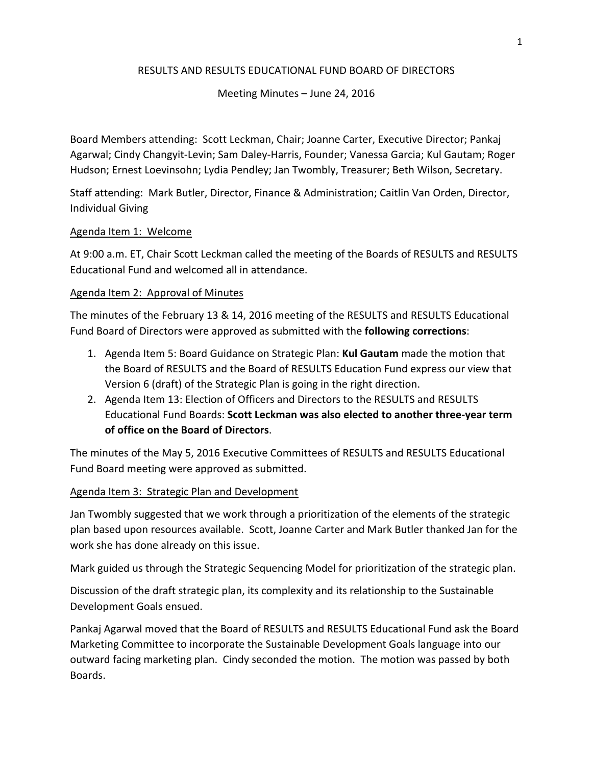RESULTS AND RESULTS EDUCATIONAL FUND BOARD OF DIRECTORS

Meeting Minutes – June 24, 2016

Board Members attending: Scott Leckman, Chair; Joanne Carter, Executive Director; Pankaj Agarwal; Cindy Changyit-Levin; Sam Daley-Harris, Founder; Vanessa Garcia; Kul Gautam; Roger Hudson; Ernest Loevinsohn; Lydia Pendley; Jan Twombly, Treasurer; Beth Wilson, Secretary.

Staff attending: Mark Butler, Director, Finance & Administration; Caitlin Van Orden, Director, Individual Giving

Agenda Item 1: Welcome

At 9:00 a.m. ET, Chair Scott Leckman called the meeting of the Boards of RESULTS and RESULTS Educational Fund and welcomed all in attendance.

Agenda Item 2: Approval of Minutes

The minutes of the February 13 & 14, 2016 meeting of the RESULTS and RESULTS Educational Fund Board of Directors were approved as submitted with the **following corrections**:

1. Agenda Item 5: Board Guidance on Strategic Plan: **Kul Gautam** made the motion that the Board of RESULTS and the Board of RESULTS Education Fund express our view that Version 6 (draft) of the Strategic Plan is going in the right direction.
2. Agenda Item 13: Election of Officers and Directors to the RESULTS and RESULTS Educational Fund Boards: **Scott Leckman was also elected to another three-year term of office on the Board of Directors**.

The minutes of the May 5, 2016 Executive Committees of RESULTS and RESULTS Educational Fund Board meeting were approved as submitted.

Agenda Item 3: Strategic Plan and Development

Jan Twombly suggested that we work through a prioritization of the elements of the strategic plan based upon resources available. Scott, Joanne Carter and Mark Butler thanked Jan for the work she has done already on this issue.

Mark guided us through the Strategic Sequencing Model for prioritization of the strategic plan.

Discussion of the draft strategic plan, its complexity and its relationship to the Sustainable Development Goals ensued.

Pankaj Agarwal moved that the Board of RESULTS and RESULTS Educational Fund ask the Board Marketing Committee to incorporate the Sustainable Development Goals language into our outward facing marketing plan. Cindy seconded the motion. The motion was passed by both Boards.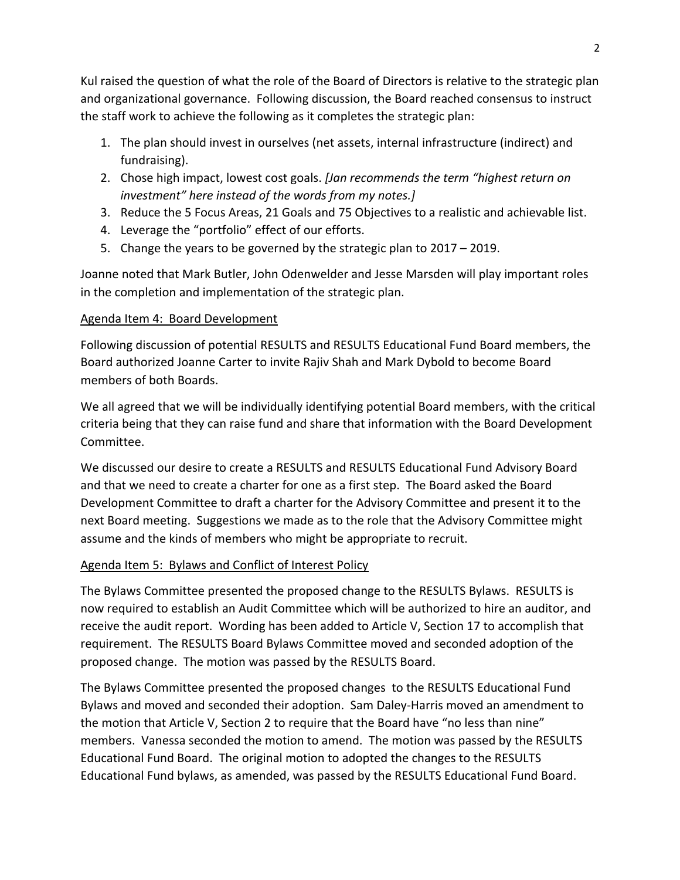Kul raised the question of what the role of the Board of Directors is relative to the strategic plan and organizational governance. Following discussion, the Board reached consensus to instruct the staff work to achieve the following as it completes the strategic plan:

1. The plan should invest in ourselves (net assets, internal infrastructure (indirect) and fundraising).
2. Chose high impact, lowest cost goals. *[Jan recommends the term "highest return on investment" here instead of the words from my notes.]*
3. Reduce the 5 Focus Areas, 21 Goals and 75 Objectives to a realistic and achievable list.
4. Leverage the "portfolio" effect of our efforts.
5. Change the years to be governed by the strategic plan to 2017 – 2019.

Joanne noted that Mark Butler, John Odenwelder and Jesse Marsden will play important roles in the completion and implementation of the strategic plan.

Agenda Item 4: Board Development

Following discussion of potential RESULTS and RESULTS Educational Fund Board members, the Board authorized Joanne Carter to invite Rajiv Shah and Mark Dybold to become Board members of both Boards.

We all agreed that we will be individually identifying potential Board members, with the critical criteria being that they can raise fund and share that information with the Board Development Committee.

We discussed our desire to create a RESULTS and RESULTS Educational Fund Advisory Board and that we need to create a charter for one as a first step. The Board asked the Board Development Committee to draft a charter for the Advisory Committee and present it to the next Board meeting. Suggestions we made as to the role that the Advisory Committee might assume and the kinds of members who might be appropriate to recruit.

Agenda Item 5: Bylaws and Conflict of Interest Policy

The Bylaws Committee presented the proposed change to the RESULTS Bylaws. RESULTS is now required to establish an Audit Committee which will be authorized to hire an auditor, and receive the audit report. Wording has been added to Article V, Section 17 to accomplish that requirement. The RESULTS Board Bylaws Committee moved and seconded adoption of the proposed change. The motion was passed by the RESULTS Board.

The Bylaws Committee presented the proposed changes to the RESULTS Educational Fund Bylaws and moved and seconded their adoption. Sam Daley-Harris moved an amendment to the motion that Article V, Section 2 to require that the Board have "no less than nine" members. Vanessa seconded the motion to amend. The motion was passed by the RESULTS Educational Fund Board. The original motion to adopted the changes to the RESULTS Educational Fund bylaws, as amended, was passed by the RESULTS Educational Fund Board.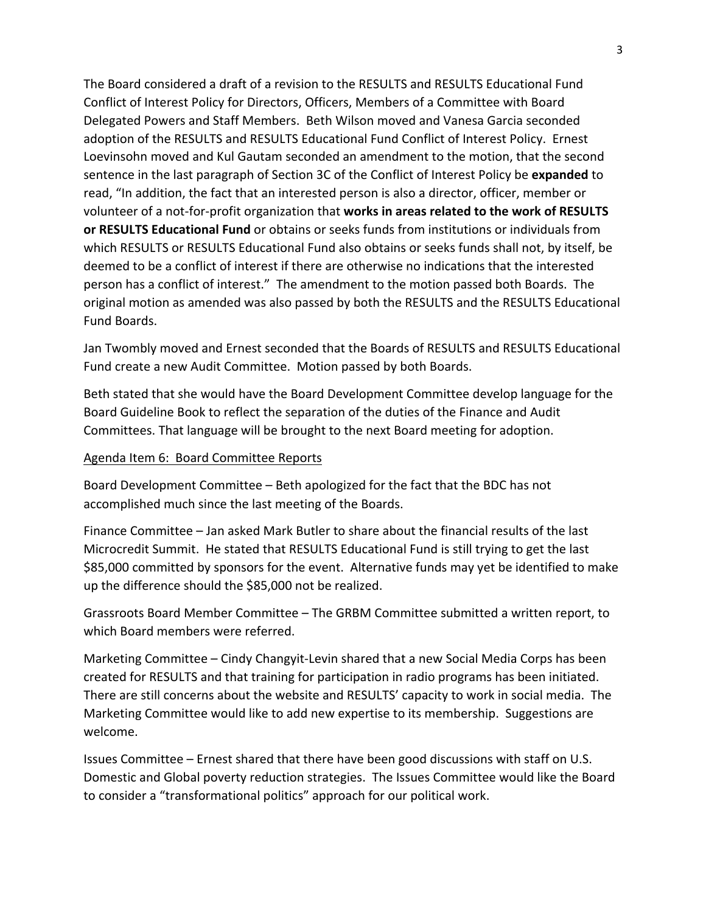The Board considered a draft of a revision to the RESULTS and RESULTS Educational Fund Conflict of Interest Policy for Directors, Officers, Members of a Committee with Board Delegated Powers and Staff Members. Beth Wilson moved and Vanesa Garcia seconded adoption of the RESULTS and RESULTS Educational Fund Conflict of Interest Policy. Ernest Loevinsohn moved and Kul Gautam seconded an amendment to the motion, that the second sentence in the last paragraph of Section 3C of the Conflict of Interest Policy be **expanded** to read, "In addition, the fact that an interested person is also a director, officer, member or volunteer of a not-for-profit organization that **works in areas related to the work of RESULTS or RESULTS Educational Fund** or obtains or seeks funds from institutions or individuals from which RESULTS or RESULTS Educational Fund also obtains or seeks funds shall not, by itself, be deemed to be a conflict of interest if there are otherwise no indications that the interested person has a conflict of interest." The amendment to the motion passed both Boards. The original motion as amended was also passed by both the RESULTS and the RESULTS Educational Fund Boards.

Jan Twombly moved and Ernest seconded that the Boards of RESULTS and RESULTS Educational Fund create a new Audit Committee. Motion passed by both Boards.

Beth stated that she would have the Board Development Committee develop language for the Board Guideline Book to reflect the separation of the duties of the Finance and Audit Committees. That language will be brought to the next Board meeting for adoption.

<u>Agenda Item 6: Board Committee Reports</u>

Board Development Committee – Beth apologized for the fact that the BDC has not accomplished much since the last meeting of the Boards.

Finance Committee – Jan asked Mark Butler to share about the financial results of the last Microcredit Summit. He stated that RESULTS Educational Fund is still trying to get the last $85,000 committed by sponsors for the event. Alternative funds may yet be identified to make up the difference should the $85,000 not be realized.

Grassroots Board Member Committee – The GRBM Committee submitted a written report, to which Board members were referred.

Marketing Committee – Cindy Changyit-Levin shared that a new Social Media Corps has been created for RESULTS and that training for participation in radio programs has been initiated. There are still concerns about the website and RESULTS' capacity to work in social media. The Marketing Committee would like to add new expertise to its membership. Suggestions are welcome.

Issues Committee – Ernest shared that there have been good discussions with staff on U.S. Domestic and Global poverty reduction strategies. The Issues Committee would like the Board to consider a "transformational politics" approach for our political work.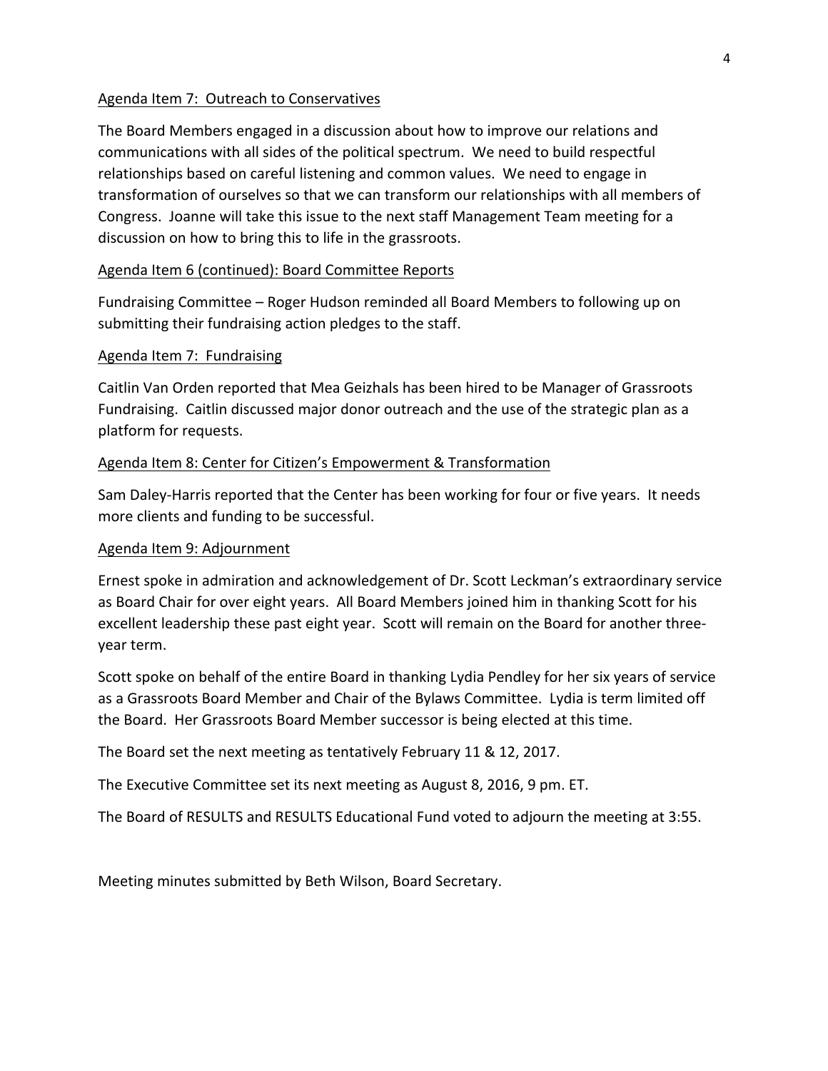Agenda Item 7: Outreach to Conservatives

The Board Members engaged in a discussion about how to improve our relations and communications with all sides of the political spectrum. We need to build respectful relationships based on careful listening and common values. We need to engage in transformation of ourselves so that we can transform our relationships with all members of Congress. Joanne will take this issue to the next staff Management Team meeting for a discussion on how to bring this to life in the grassroots.

Agenda Item 6 (continued): Board Committee Reports

Fundraising Committee – Roger Hudson reminded all Board Members to following up on submitting their fundraising action pledges to the staff.

Agenda Item 7: Fundraising

Caitlin Van Orden reported that Mea Geizhals has been hired to be Manager of Grassroots Fundraising. Caitlin discussed major donor outreach and the use of the strategic plan as a platform for requests.

Agenda Item 8: Center for Citizen's Empowerment & Transformation

Sam Daley-Harris reported that the Center has been working for four or five years. It needs more clients and funding to be successful.

Agenda Item 9: Adjournment

Ernest spoke in admiration and acknowledgement of Dr. Scott Leckman's extraordinary service as Board Chair for over eight years. All Board Members joined him in thanking Scott for his excellent leadership these past eight year. Scott will remain on the Board for another three-year term.

Scott spoke on behalf of the entire Board in thanking Lydia Pendley for her six years of service as a Grassroots Board Member and Chair of the Bylaws Committee. Lydia is term limited off the Board. Her Grassroots Board Member successor is being elected at this time.

The Board set the next meeting as tentatively February 11 & 12, 2017.

The Executive Committee set its next meeting as August 8, 2016, 9 pm. ET.

The Board of RESULTS and RESULTS Educational Fund voted to adjourn the meeting at 3:55.

Meeting minutes submitted by Beth Wilson, Board Secretary.